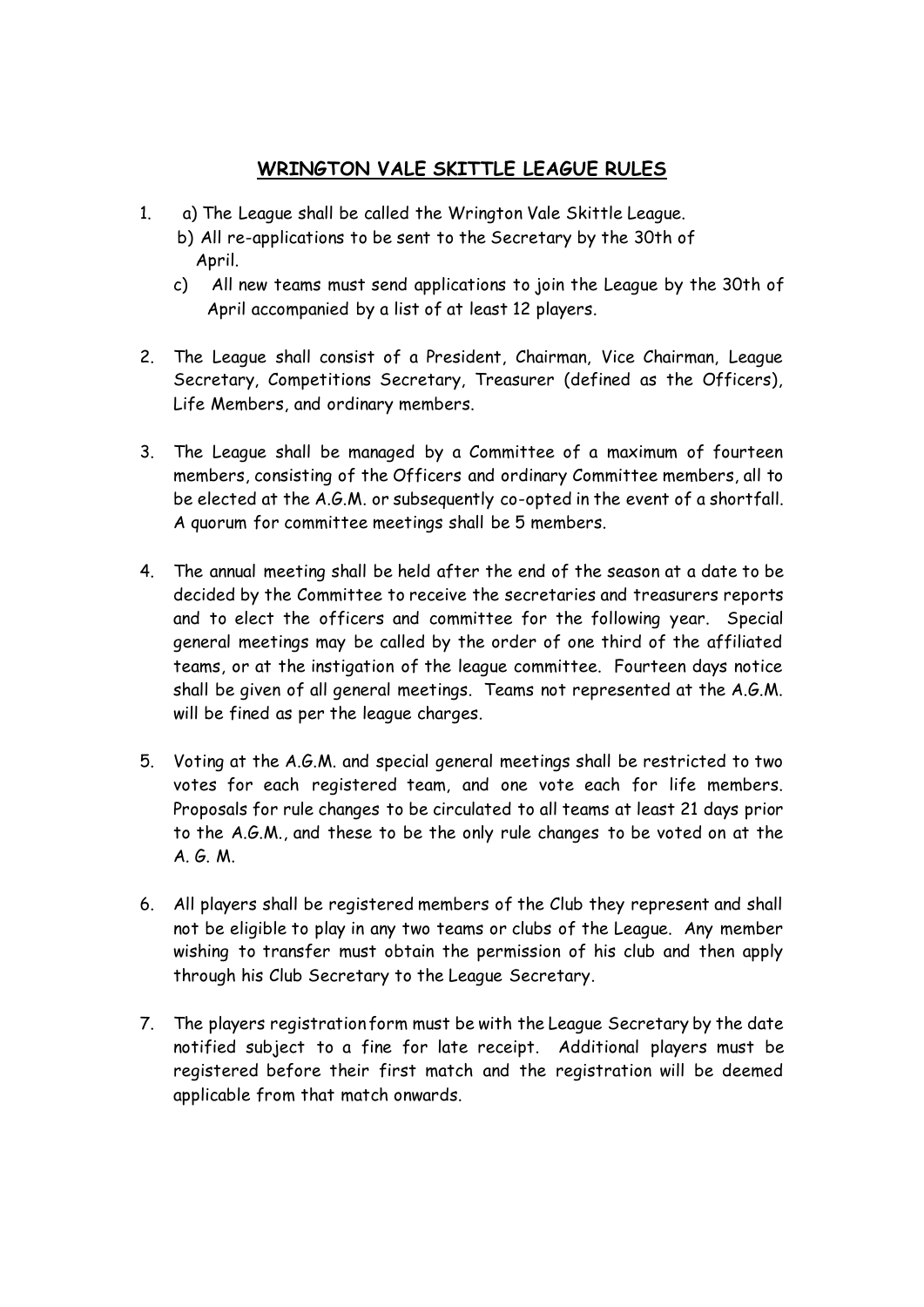# WRINGTON VALE SKITTLE LEAGUE RULES

1. a) The League shall be called the Wrington Vale Skittle League.
   b) All re-applications to be sent to the Secretary by the 30th of April.
   c) All new teams must send applications to join the League by the 30th of April accompanied by a list of at least 12 players.

2. The League shall consist of a President, Chairman, Vice Chairman, League Secretary, Competitions Secretary, Treasurer (defined as the Officers), Life Members, and ordinary members.

3. The League shall be managed by a Committee of a maximum of fourteen members, consisting of the Officers and ordinary Committee members, all to be elected at the A.G.M. or subsequently co-opted in the event of a shortfall. A quorum for committee meetings shall be 5 members.

4. The annual meeting shall be held after the end of the season at a date to be decided by the Committee to receive the secretaries and treasurers reports and to elect the officers and committee for the following year. Special general meetings may be called by the order of one third of the affiliated teams, or at the instigation of the league committee. Fourteen days notice shall be given of all general meetings. Teams not represented at the A.G.M. will be fined as per the league charges.

5. Voting at the A.G.M. and special general meetings shall be restricted to two votes for each registered team, and one vote each for life members. Proposals for rule changes to be circulated to all teams at least 21 days prior to the A.G.M., and these to be the only rule changes to be voted on at the A. G. M.

6. All players shall be registered members of the Club they represent and shall not be eligible to play in any two teams or clubs of the League. Any member wishing to transfer must obtain the permission of his club and then apply through his Club Secretary to the League Secretary.

7. The players registration form must be with the League Secretary by the date notified subject to a fine for late receipt. Additional players must be registered before their first match and the registration will be deemed applicable from that match onwards.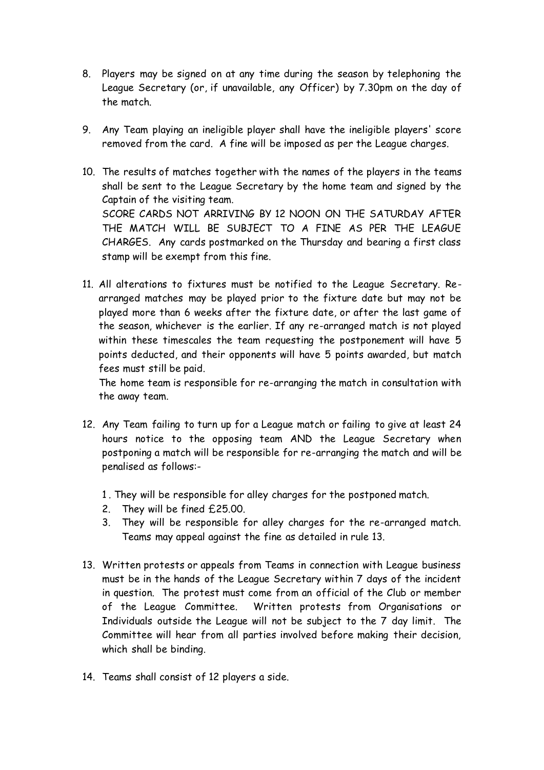8. Players may be signed on at any time during the season by telephoning the League Secretary (or, if unavailable, any Officer) by 7.30pm on the day of the match.

9. Any Team playing an ineligible player shall have the ineligible players' score removed from the card. A fine will be imposed as per the League charges.

10. The results of matches together with the names of the players in the teams shall be sent to the League Secretary by the home team and signed by the Captain of the visiting team.
    SCORE CARDS NOT ARRIVING BY 12 NOON ON THE SATURDAY AFTER THE MATCH WILL BE SUBJECT TO A FINE AS PER THE LEAGUE CHARGES. Any cards postmarked on the Thursday and bearing a first class stamp will be exempt from this fine.

11. All alterations to fixtures must be notified to the League Secretary. Re-arranged matches may be played prior to the fixture date but may not be played more than 6 weeks after the fixture date, or after the last game of the season, whichever is the earlier. If any re-arranged match is not played within these timescales the team requesting the postponement will have 5 points deducted, and their opponents will have 5 points awarded, but match fees must still be paid.
    The home team is responsible for re-arranging the match in consultation with the away team.

12. Any Team failing to turn up for a League match or failing to give at least 24 hours notice to the opposing team AND the League Secretary when postponing a match will be responsible for re-arranging the match and will be penalised as follows:-

    1. They will be responsible for alley charges for the postponed match.
    2. They will be fined £25.00.
    3. They will be responsible for alley charges for the re-arranged match. Teams may appeal against the fine as detailed in rule 13.

13. Written protests or appeals from Teams in connection with League business must be in the hands of the League Secretary within 7 days of the incident in question. The protest must come from an official of the Club or member of the League Committee. Written protests from Organisations or Individuals outside the League will not be subject to the 7 day limit. The Committee will hear from all parties involved before making their decision, which shall be binding.

14. Teams shall consist of 12 players a side.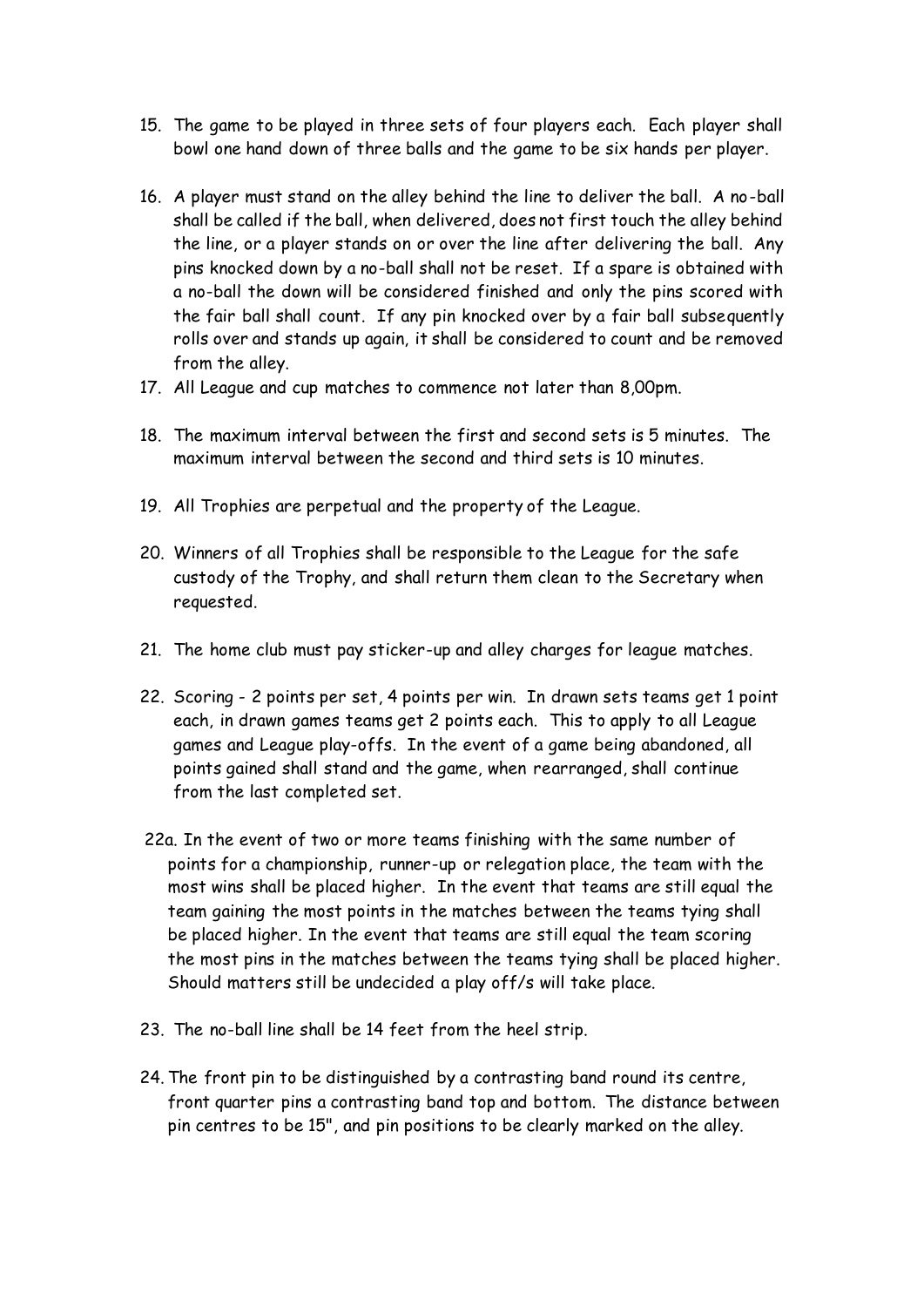15. The game to be played in three sets of four players each. Each player shall bowl one hand down of three balls and the game to be six hands per player.

16. A player must stand on the alley behind the line to deliver the ball. A no-ball shall be called if the ball, when delivered, does not first touch the alley behind the line, or a player stands on or over the line after delivering the ball. Any pins knocked down by a no-ball shall not be reset. If a spare is obtained with a no-ball the down will be considered finished and only the pins scored with the fair ball shall count. If any pin knocked over by a fair ball subsequently rolls over and stands up again, it shall be considered to count and be removed from the alley.

17. All League and cup matches to commence not later than 8,00pm.

18. The maximum interval between the first and second sets is 5 minutes. The maximum interval between the second and third sets is 10 minutes.

19. All Trophies are perpetual and the property of the League.

20. Winners of all Trophies shall be responsible to the League for the safe custody of the Trophy, and shall return them clean to the Secretary when requested.

21. The home club must pay sticker-up and alley charges for league matches.

22. Scoring - 2 points per set, 4 points per win. In drawn sets teams get 1 point each, in drawn games teams get 2 points each. This to apply to all League games and League play-offs. In the event of a game being abandoned, all points gained shall stand and the game, when rearranged, shall continue from the last completed set.

22a. In the event of two or more teams finishing with the same number of points for a championship, runner-up or relegation place, the team with the most wins shall be placed higher. In the event that teams are still equal the team gaining the most points in the matches between the teams tying shall be placed higher. In the event that teams are still equal the team scoring the most pins in the matches between the teams tying shall be placed higher. Should matters still be undecided a play off/s will take place.

23. The no-ball line shall be 14 feet from the heel strip.

24. The front pin to be distinguished by a contrasting band round its centre, front quarter pins a contrasting band top and bottom. The distance between pin centres to be 15", and pin positions to be clearly marked on the alley.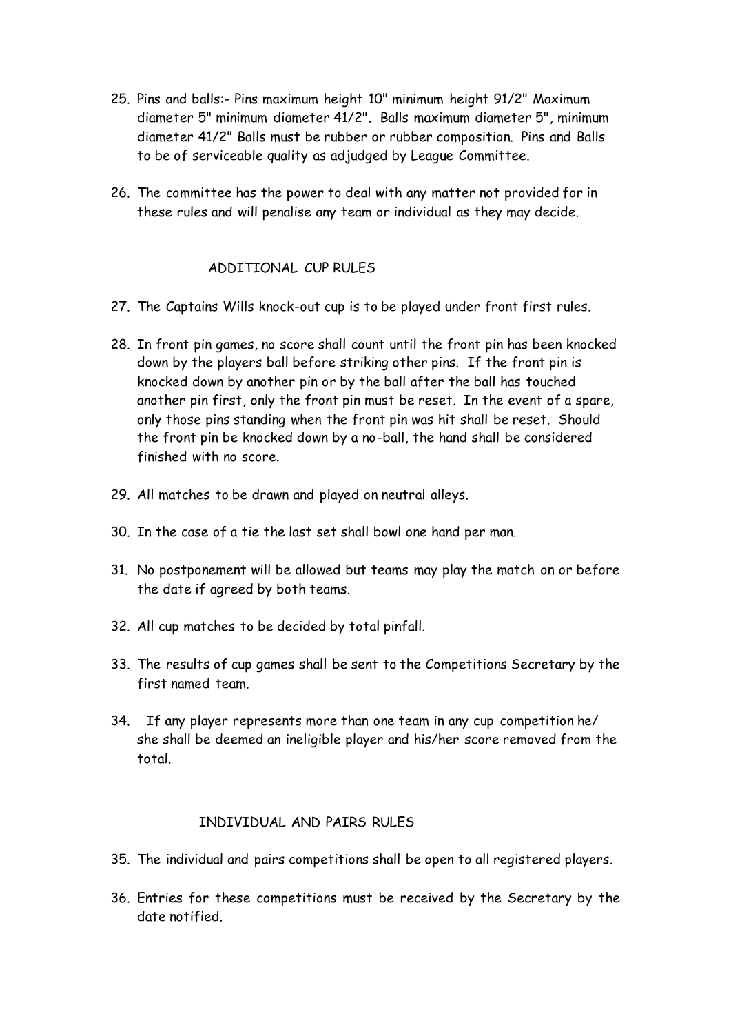25. Pins and balls:- Pins maximum height 10" minimum height 91/2" Maximum diameter 5" minimum diameter 41/2". Balls maximum diameter 5", minimum diameter 41/2" Balls must be rubber or rubber composition. Pins and Balls to be of serviceable quality as adjudged by League Committee.

26. The committee has the power to deal with any matter not provided for in these rules and will penalise any team or individual as they may decide.

## ADDITIONAL CUP RULES

27. The Captains Wills knock-out cup is to be played under front first rules.

28. In front pin games, no score shall count until the front pin has been knocked down by the players ball before striking other pins. If the front pin is knocked down by another pin or by the ball after the ball has touched another pin first, only the front pin must be reset. In the event of a spare, only those pins standing when the front pin was hit shall be reset. Should the front pin be knocked down by a no-ball, the hand shall be considered finished with no score.

29. All matches to be drawn and played on neutral alleys.

30. In the case of a tie the last set shall bowl one hand per man.

31. No postponement will be allowed but teams may play the match on or before the date if agreed by both teams.

32. All cup matches to be decided by total pinfall.

33. The results of cup games shall be sent to the Competitions Secretary by the first named team.

34. If any player represents more than one team in any cup competition he/ she shall be deemed an ineligible player and his/her score removed from the total.

## INDIVIDUAL AND PAIRS RULES

35. The individual and pairs competitions shall be open to all registered players.

36. Entries for these competitions must be received by the Secretary by the date notified.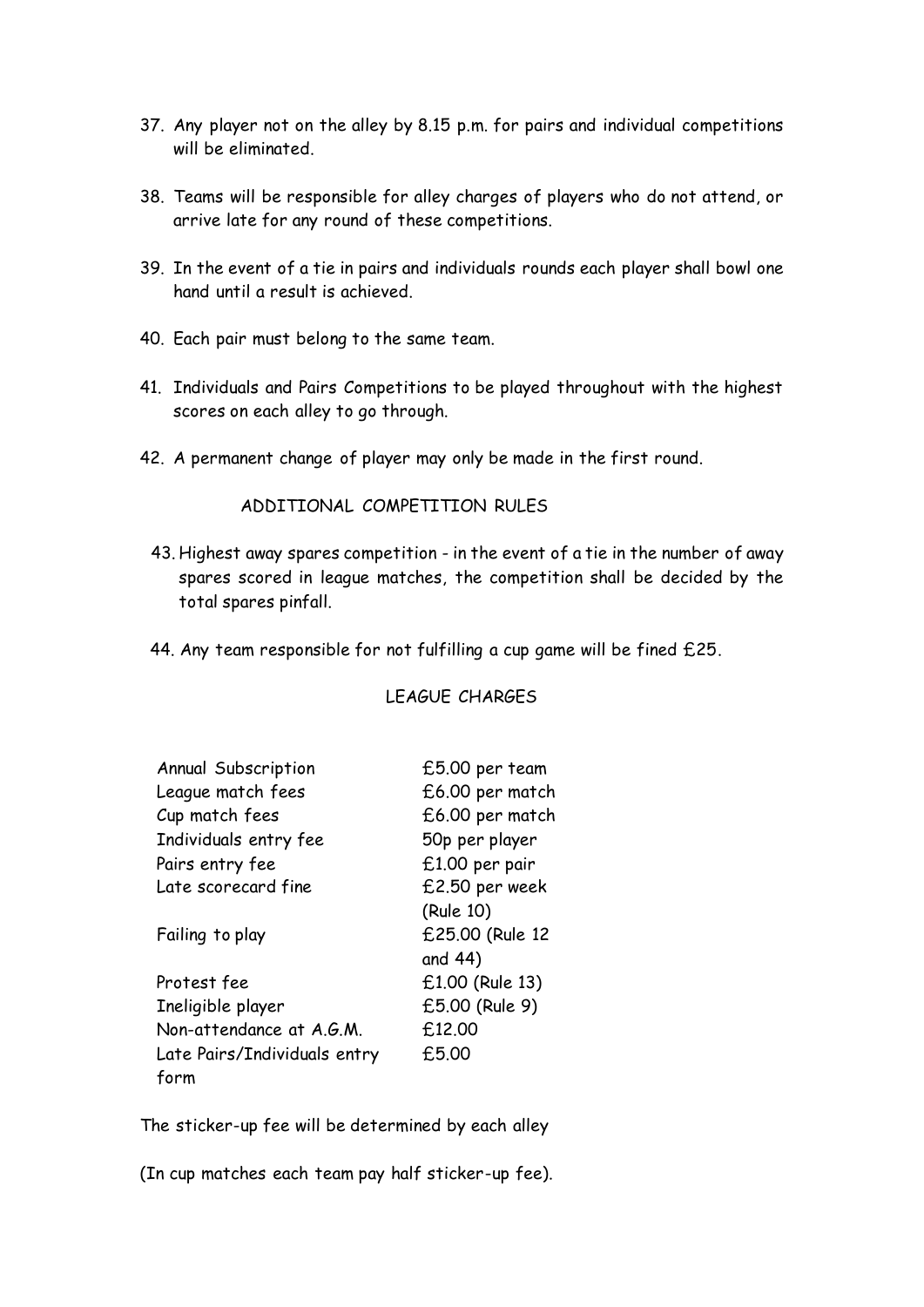37. Any player not on the alley by 8.15 p.m. for pairs and individual competitions will be eliminated.

38. Teams will be responsible for alley charges of players who do not attend, or arrive late for any round of these competitions.

39. In the event of a tie in pairs and individuals rounds each player shall bowl one hand until a result is achieved.

40. Each pair must belong to the same team.

41. Individuals and Pairs Competitions to be played throughout with the highest scores on each alley to go through.

42. A permanent change of player may only be made in the first round.

## ADDITIONAL COMPETITION RULES

43. Highest away spares competition - in the event of a tie in the number of away spares scored in league matches, the competition shall be decided by the total spares pinfall.

44. Any team responsible for not fulfilling a cup game will be fined £25.

## LEAGUE CHARGES

| | |
|---|---|
| Annual Subscription | £5.00 per team |
| League match fees | £6.00 per match |
| Cup match fees | £6.00 per match |
| Individuals entry fee | 50p per player |
| Pairs entry fee | £1.00 per pair |
| Late scorecard fine | £2.50 per week (Rule 10) |
| Failing to play | £25.00 (Rule 12 and 44) |
| Protest fee | £1.00 (Rule 13) |
| Ineligible player | £5.00 (Rule 9) |
| Non-attendance at A.G.M. | £12.00 |
| Late Pairs/Individuals entry form | £5.00 |

The sticker-up fee will be determined by each alley

(In cup matches each team pay half sticker-up fee).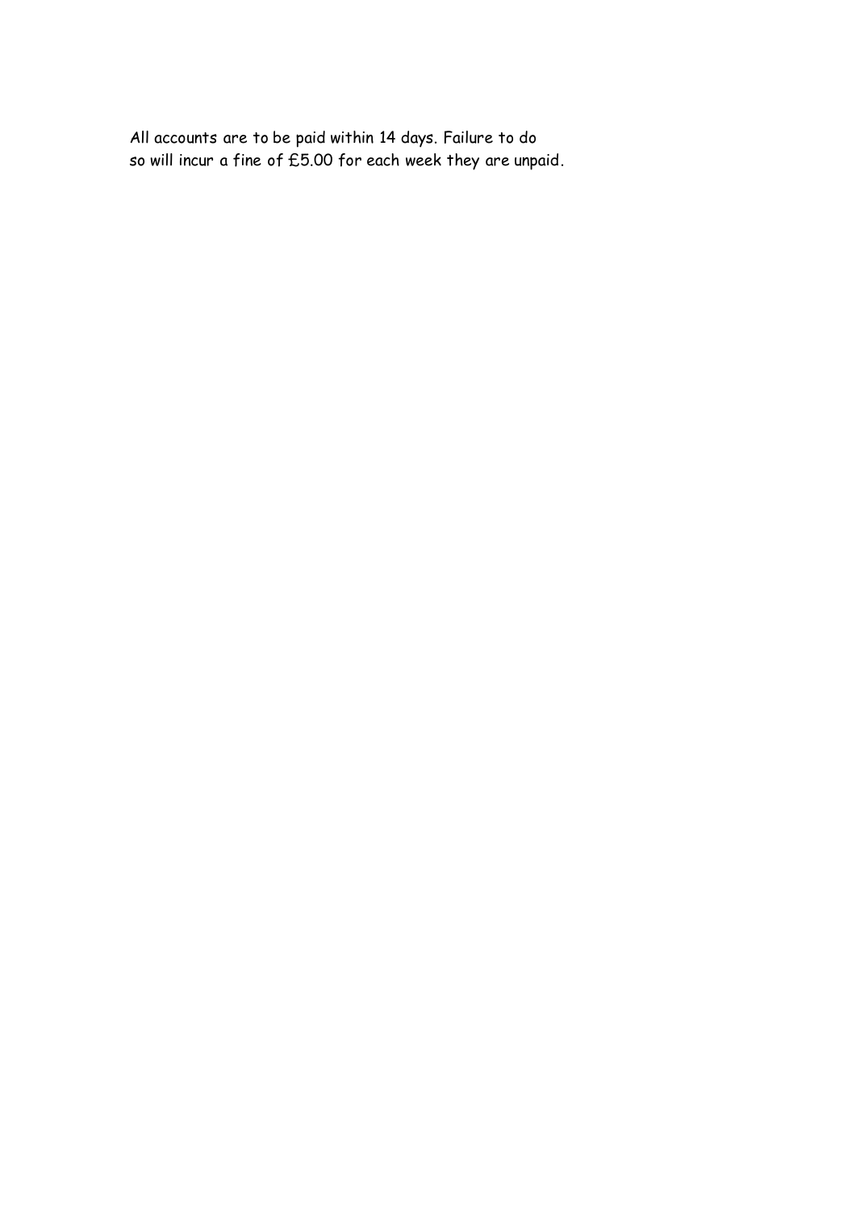All accounts are to be paid within 14 days. Failure to do so will incur a fine of £5.00 for each week they are unpaid.